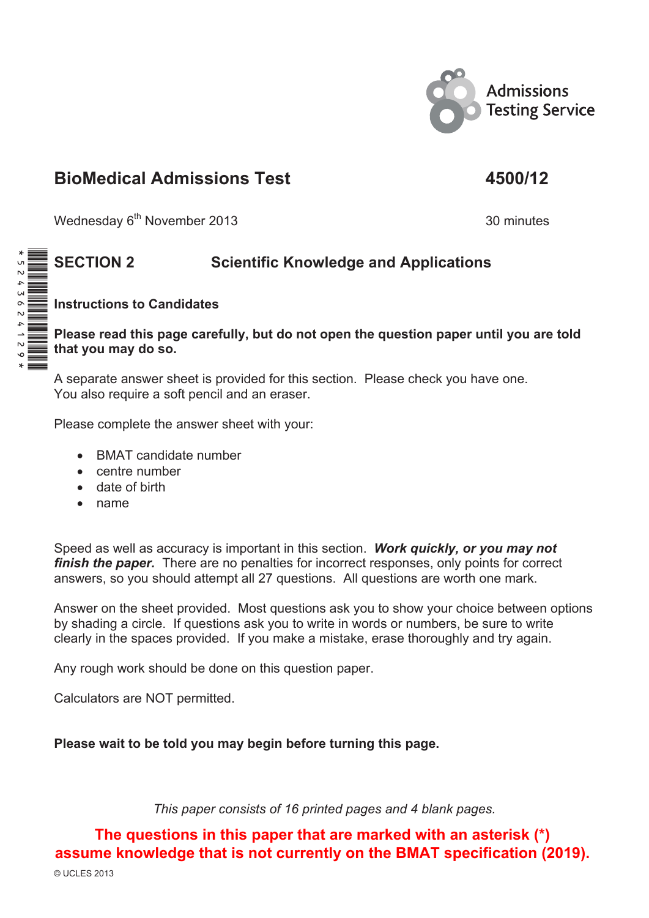Admissions Testing Service

# BioMedical Admissions Test 4500/12

Wednesday 6th November 2013 30 minutes

## SECTION 2 Scientific Knowledge and Applications

### Instructions to Candidates

**Please read this page carefully, but do not open the question paper until you are told that you may do so.**

A separate answer sheet is provided for this section. Please check you have one.
You also require a soft pencil and an eraser.

Please complete the answer sheet with your:

- BMAT candidate number
- centre number
- date of birth
- name

Speed as well as accuracy is important in this section. ***Work quickly, or you may not finish the paper.*** There are no penalties for incorrect responses, only points for correct answers, so you should attempt all 27 questions. All questions are worth one mark.

Answer on the sheet provided. Most questions ask you to show your choice between options by shading a circle. If questions ask you to write in words or numbers, be sure to write clearly in the spaces provided. If you make a mistake, erase thoroughly and try again.

Any rough work should be done on this question paper.

Calculators are NOT permitted.

**Please wait to be told you may begin before turning this page.**

*This paper consists of 16 printed pages and 4 blank pages.*

**The questions in this paper that are marked with an asterisk (*) assume knowledge that is not currently on the BMAT specification (2019).**

© UCLES 2013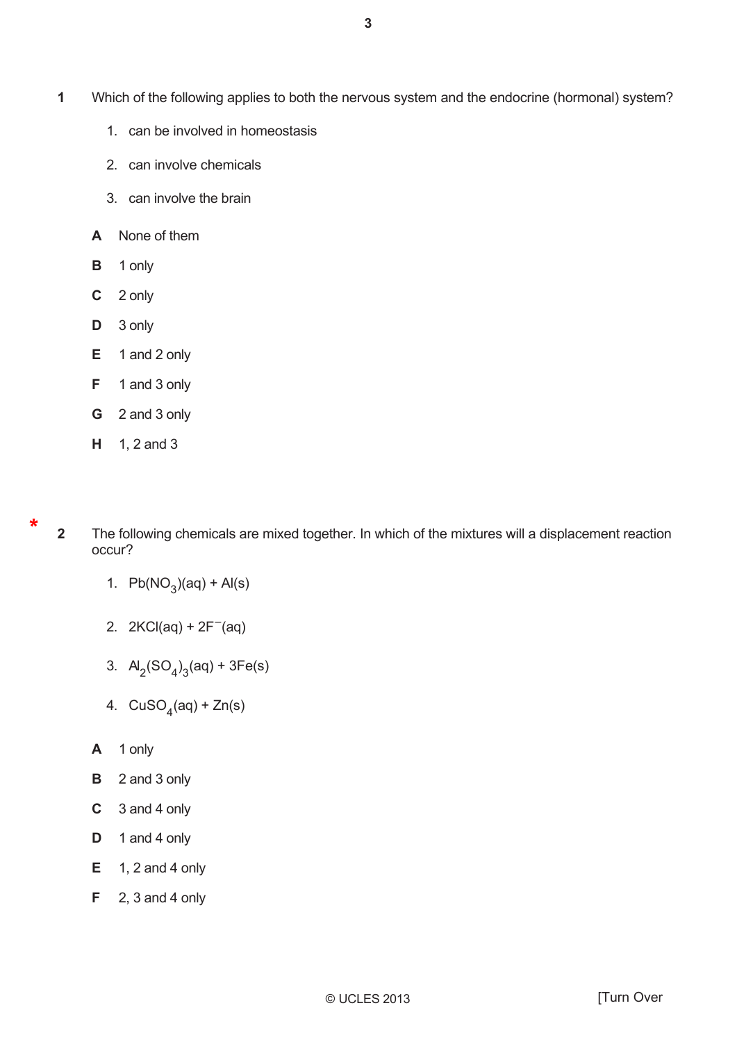**1** Which of the following applies to both the nervous system and the endocrine (hormonal) system?

1. can be involved in homeostasis
2. can involve chemicals
3. can involve the brain

**A** None of them

**B** 1 only

**C** 2 only

**D** 3 only

**E** 1 and 2 only

**F** 1 and 3 only

**G** 2 and 3 only

**H** 1, 2 and 3

*

**2** The following chemicals are mixed together. In which of the mixtures will a displacement reaction occur?

1. $Pb(NO_3)(aq) + Al(s)$
2. $2KCl(aq) + 2F^-(aq)$
3. $Al_2(SO_4)_3(aq) + 3Fe(s)$
4. $CuSO_4(aq) + Zn(s)$

**A** 1 only

**B** 2 and 3 only

**C** 3 and 4 only

**D** 1 and 4 only

**E** 1, 2 and 4 only

**F** 2, 3 and 4 only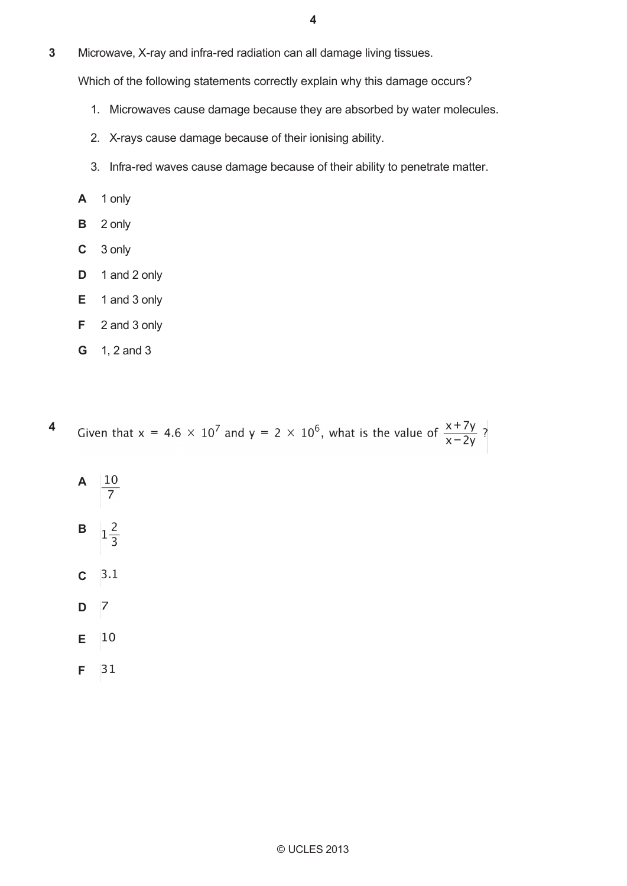**3** Microwave, X-ray and infra-red radiation can all damage living tissues.

Which of the following statements correctly explain why this damage occurs?

1. Microwaves cause damage because they are absorbed by water molecules.
2. X-rays cause damage because of their ionising ability.
3. Infra-red waves cause damage because of their ability to penetrate matter.

**A** 1 only

**B** 2 only

**C** 3 only

**D** 1 and 2 only

**E** 1 and 3 only

**F** 2 and 3 only

**G** 1, 2 and 3

**4** Given that $x = 4.6 \times 10^7$ and $y = 2 \times 10^6$, what is the value of $\frac{x+7y}{x-2y}$ ?

**A** $\frac{10}{7}$

**B** $1\frac{2}{3}$

**C** 3.1

**D** 7

**E** 10

**F** 31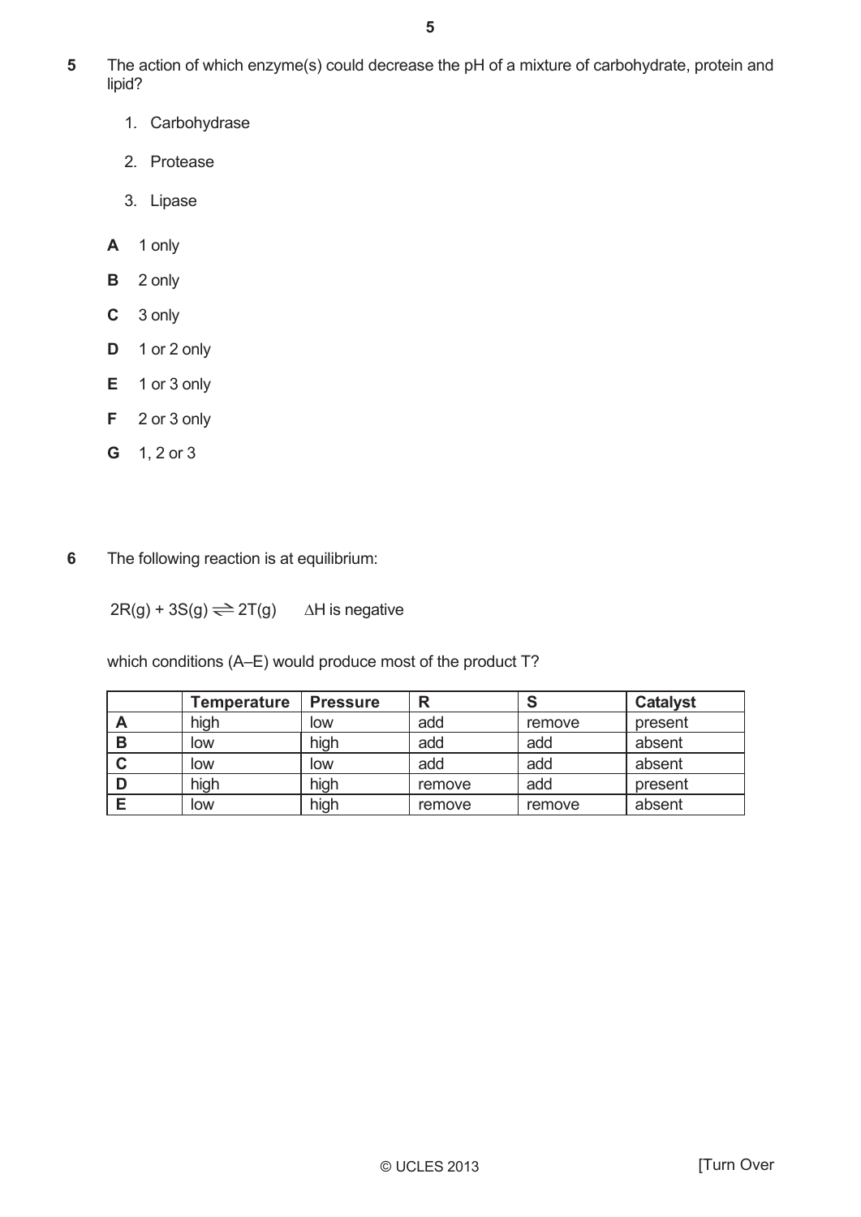**5** The action of which enzyme(s) could decrease the pH of a mixture of carbohydrate, protein and lipid?

1. Carbohydrase
2. Protease
3. Lipase

**A** 1 only

**B** 2 only

**C** 3 only

**D** 1 or 2 only

**E** 1 or 3 only

**F** 2 or 3 only

**G** 1, 2 or 3

**6** The following reaction is at equilibrium:

$$2R(g) + 3S(g) \rightleftharpoons 2T(g) \qquad \Delta H \text{ is negative}$$

which conditions (A–E) would produce most of the product T?

| | Temperature | Pressure | R | S | Catalyst |
|---|---|---|---|---|---|
| **A** | high | low | add | remove | present |
| **B** | low | high | add | add | absent |
| **C** | low | low | add | add | absent |
| **D** | high | high | remove | add | present |
| **E** | low | high | remove | remove | absent |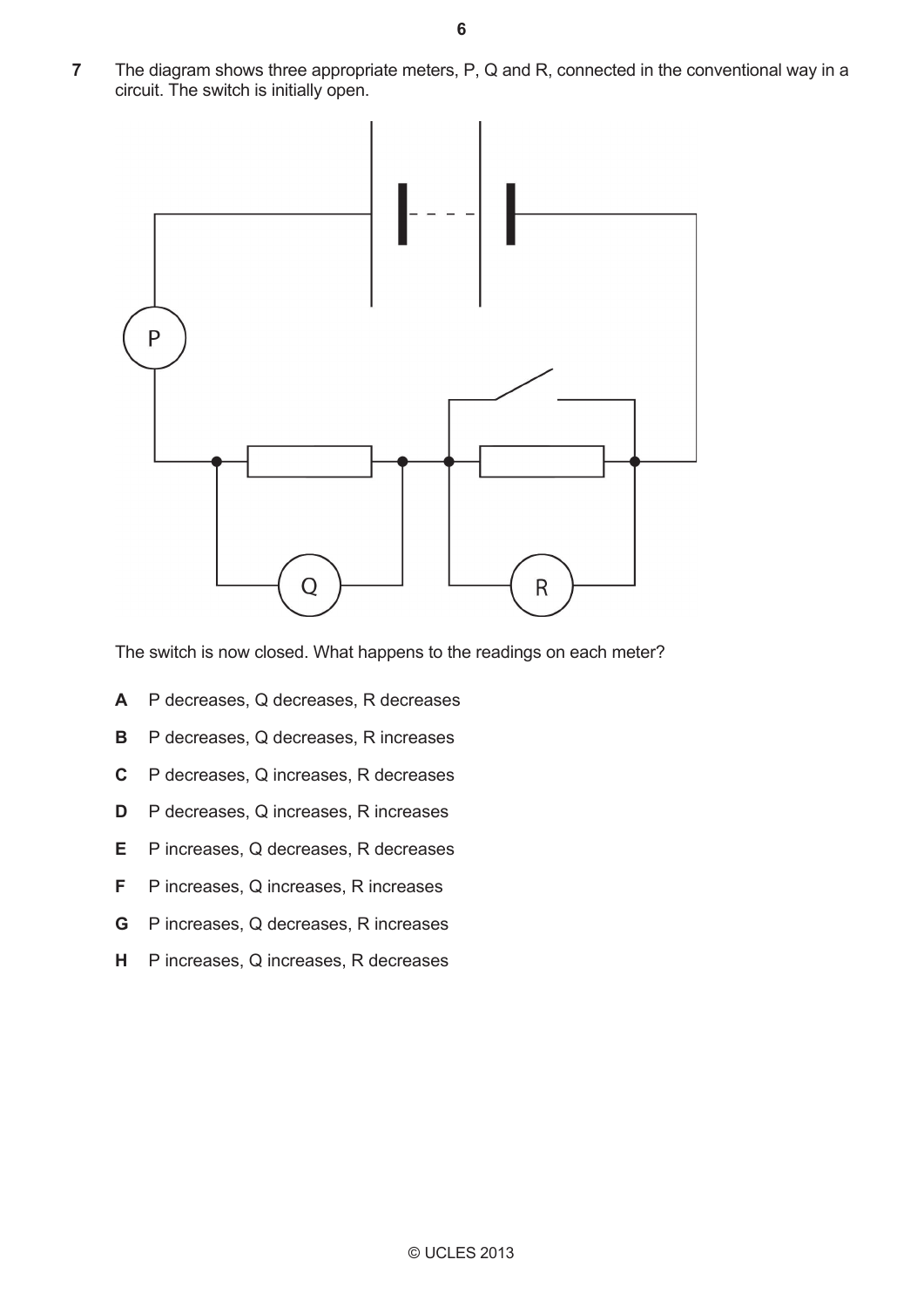**7** The diagram shows three appropriate meters, P, Q and R, connected in the conventional way in a circuit. The switch is initially open.

The switch is now closed. What happens to the readings on each meter?

- **A** P decreases, Q decreases, R decreases
- **B** P decreases, Q decreases, R increases
- **C** P decreases, Q increases, R decreases
- **D** P decreases, Q increases, R increases
- **E** P increases, Q decreases, R decreases
- **F** P increases, Q increases, R increases
- **G** P increases, Q decreases, R increases
- **H** P increases, Q increases, R decreases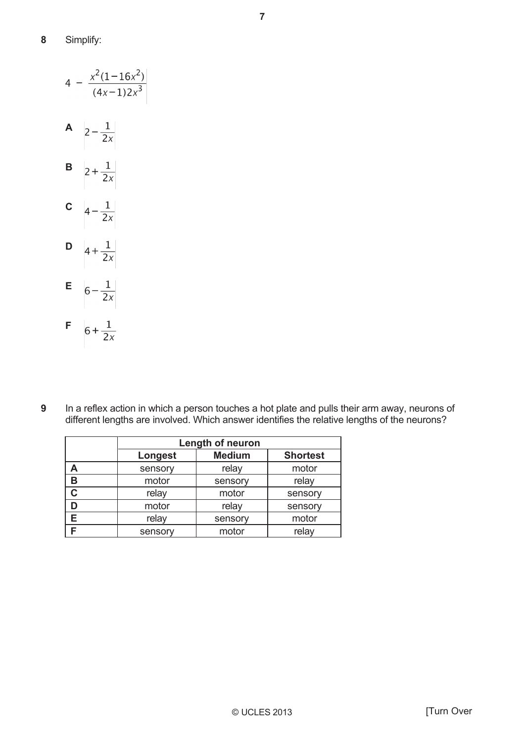**8** Simplify:

$$4 - \frac{x^2(1-16x^2)}{(4x-1)2x^3}$$

**A** $2-\frac{1}{2x}$

**B** $2+\frac{1}{2x}$

**C** $4-\frac{1}{2x}$

**D** $4+\frac{1}{2x}$

**E** $6-\frac{1}{2x}$

**F** $6+\frac{1}{2x}$

**9** In a reflex action in which a person touches a hot plate and pulls their arm away, neurons of different lengths are involved. Which answer identifies the relative lengths of the neurons?

| | Length of neuron | | |
|---|---|---|---|
| | **Longest** | **Medium** | **Shortest** |
| **A** | sensory | relay | motor |
| **B** | motor | sensory | relay |
| **C** | relay | motor | sensory |
| **D** | motor | relay | sensory |
| **E** | relay | sensory | motor |
| **F** | sensory | motor | relay |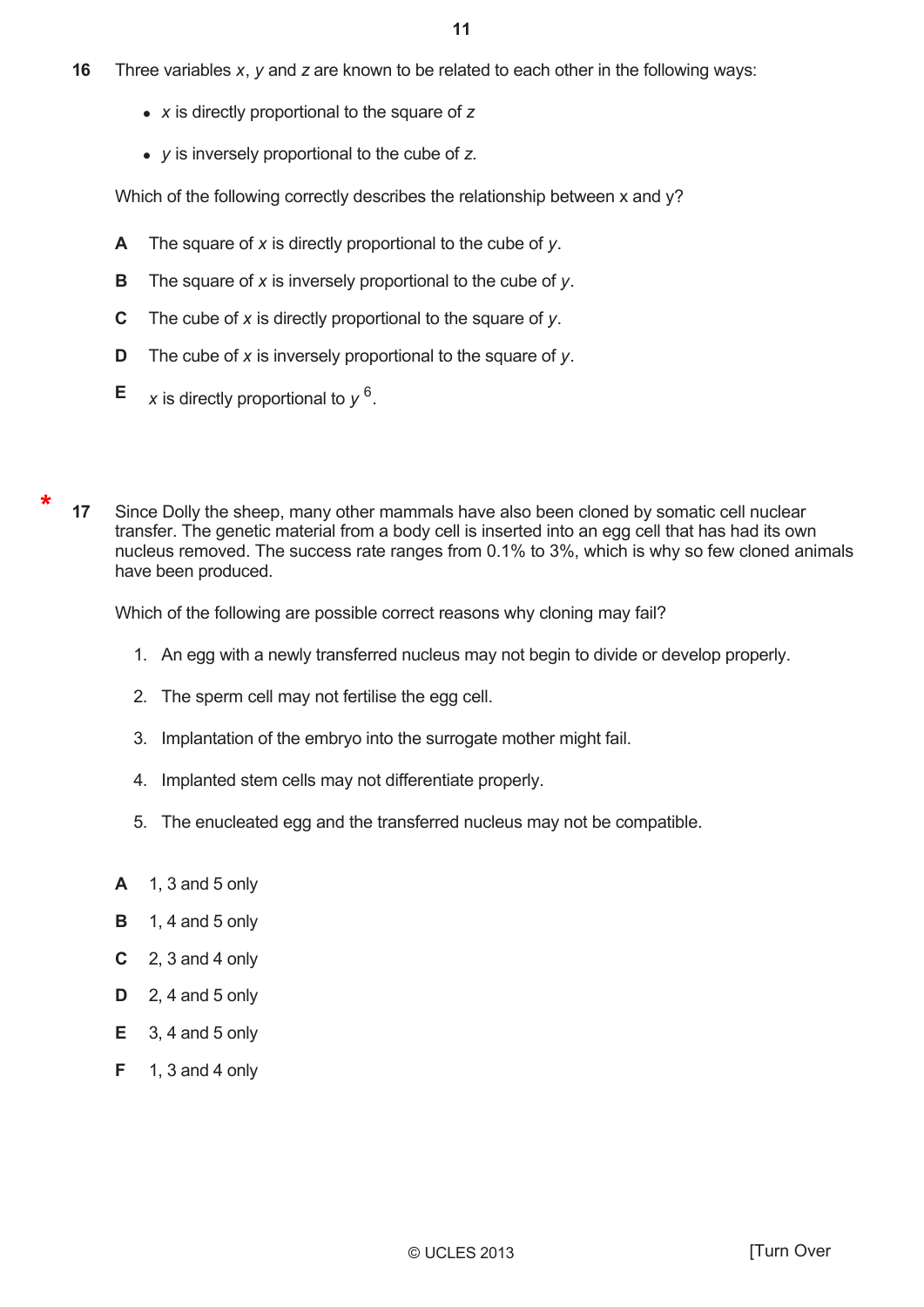**16** Three variables $x$, $y$ and $z$ are known to be related to each other in the following ways:

- $x$ is directly proportional to the square of $z$
- $y$ is inversely proportional to the cube of $z$.

Which of the following correctly describes the relationship between x and y?

**A** The square of $x$ is directly proportional to the cube of $y$.

**B** The square of $x$ is inversely proportional to the cube of $y$.

**C** The cube of $x$ is directly proportional to the square of $y$.

**D** The cube of $x$ is inversely proportional to the square of $y$.

**E** $x$ is directly proportional to $y^6$.

* **17** Since Dolly the sheep, many other mammals have also been cloned by somatic cell nuclear transfer. The genetic material from a body cell is inserted into an egg cell that has had its own nucleus removed. The success rate ranges from 0.1% to 3%, which is why so few cloned animals have been produced.

Which of the following are possible correct reasons why cloning may fail?

1. An egg with a newly transferred nucleus may not begin to divide or develop properly.
2. The sperm cell may not fertilise the egg cell.
3. Implantation of the embryo into the surrogate mother might fail.
4. Implanted stem cells may not differentiate properly.
5. The enucleated egg and the transferred nucleus may not be compatible.

**A** 1, 3 and 5 only

**B** 1, 4 and 5 only

**C** 2, 3 and 4 only

**D** 2, 4 and 5 only

**E** 3, 4 and 5 only

**F** 1, 3 and 4 only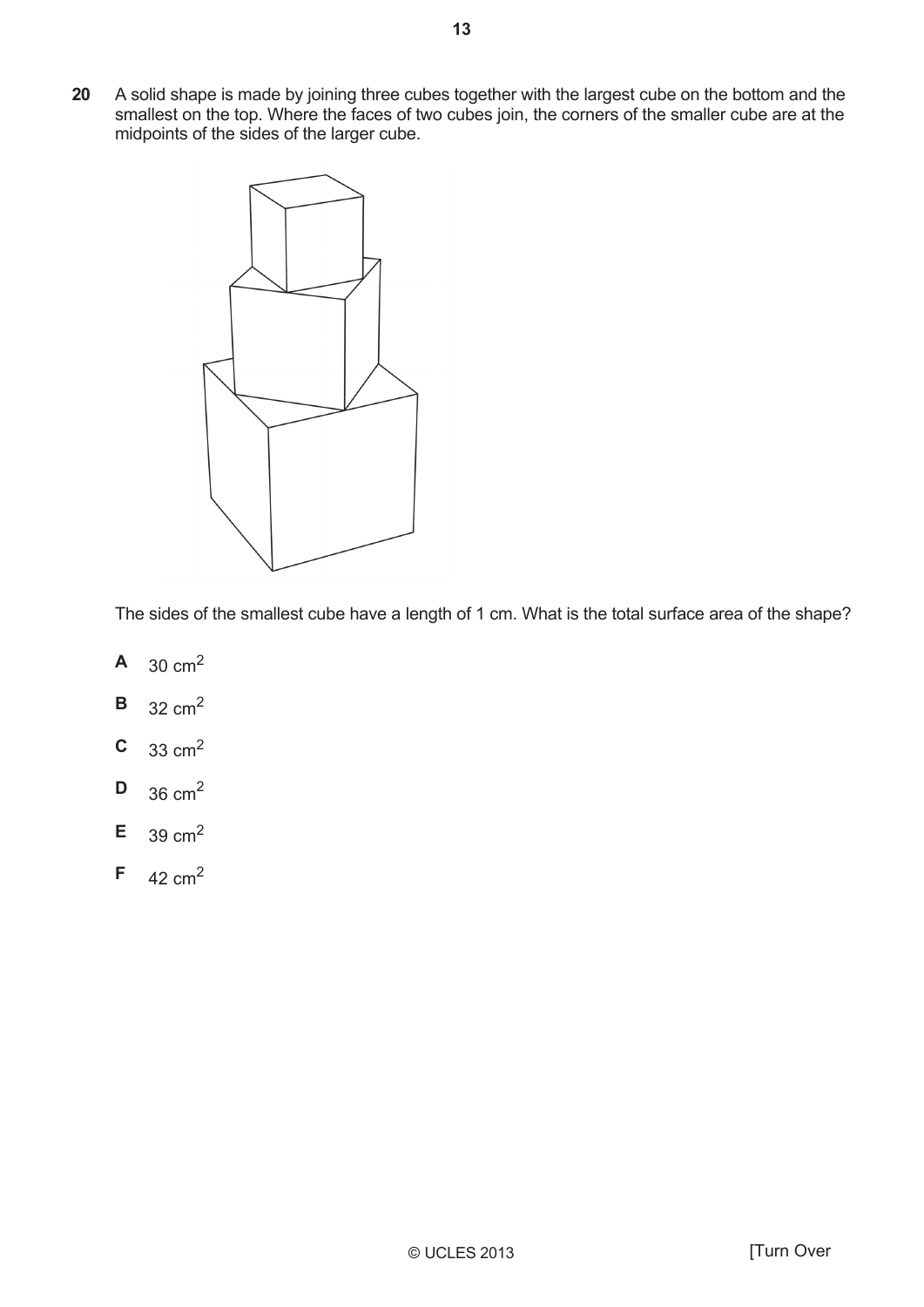**20** A solid shape is made by joining three cubes together with the largest cube on the bottom and the smallest on the top. Where the faces of two cubes join, the corners of the smaller cube are at the midpoints of the sides of the larger cube.

The sides of the smallest cube have a length of 1 cm. What is the total surface area of the shape?

**A** 30 $cm^2$

**B** 32 $cm^2$

**C** 33 $cm^2$

**D** 36 $cm^2$

**E** 39 $cm^2$

**F** 42 $cm^2$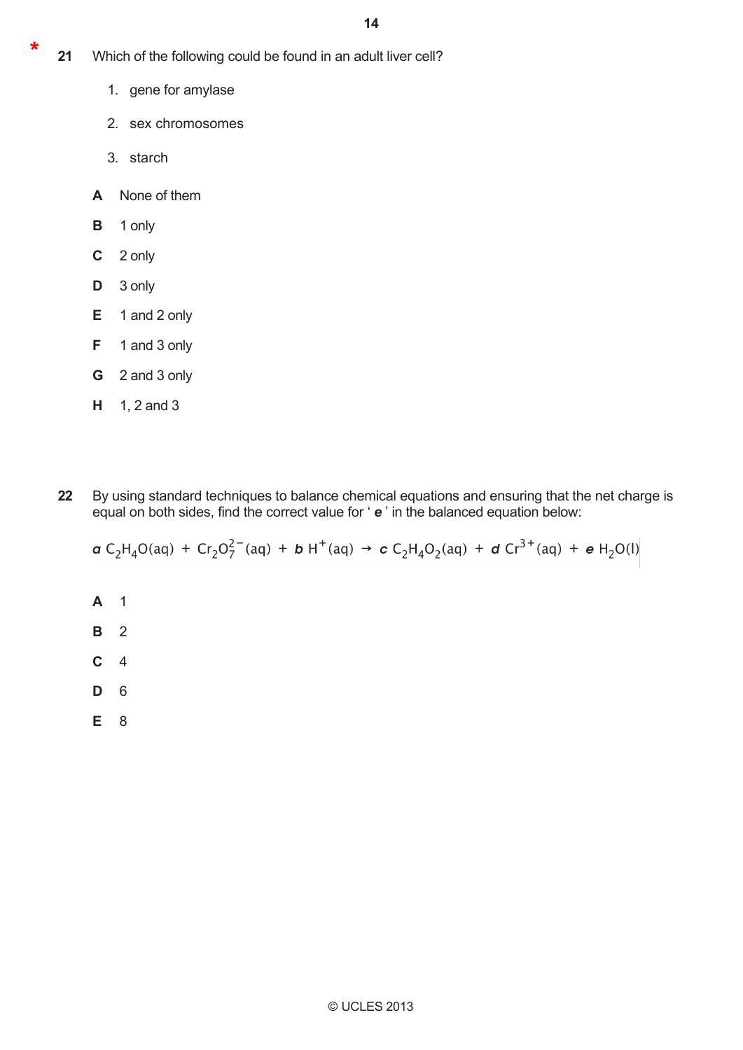\* **21** Which of the following could be found in an adult liver cell?

1. gene for amylase
2. sex chromosomes
3. starch

**A** None of them

**B** 1 only

**C** 2 only

**D** 3 only

**E** 1 and 2 only

**F** 1 and 3 only

**G** 2 and 3 only

**H** 1, 2 and 3

**22** By using standard techniques to balance chemical equations and ensuring that the net charge is equal on both sides, find the correct value for '*e*' in the balanced equation below:

$$a\ C_2H_4O(aq) + Cr_2O_7^{2-}(aq) + b\ H^+(aq) \rightarrow c\ C_2H_4O_2(aq) + d\ Cr^{3+}(aq) + e\ H_2O(l)$$

**A** 1

**B** 2

**C** 4

**D** 6

**E** 8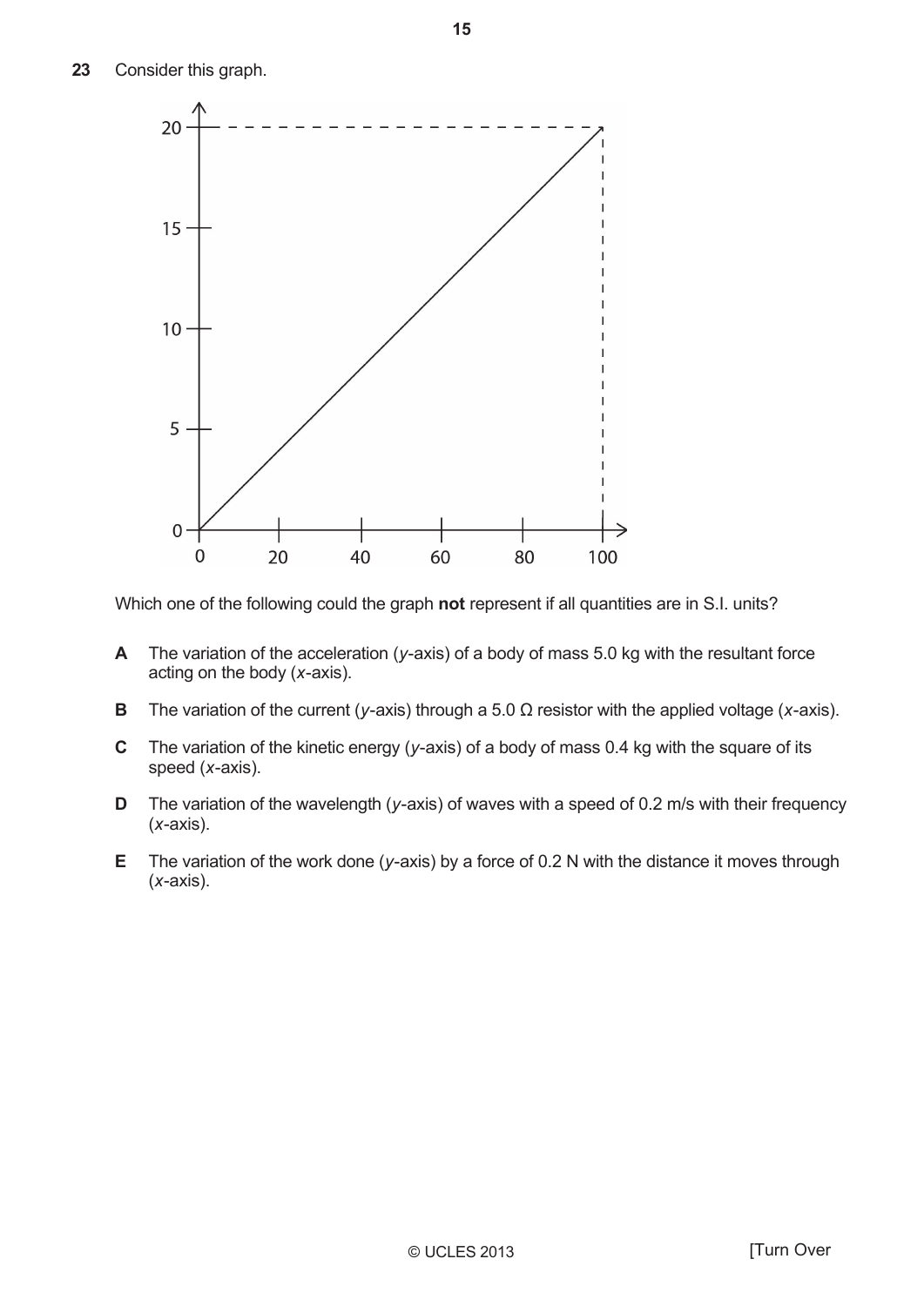**23** Consider this graph.

Which one of the following could the graph **not** represent if all quantities are in S.I. units?

**A** The variation of the acceleration ($y$-axis) of a body of mass 5.0 kg with the resultant force acting on the body ($x$-axis).

**B** The variation of the current ($y$-axis) through a 5.0 Ω resistor with the applied voltage ($x$-axis).

**C** The variation of the kinetic energy ($y$-axis) of a body of mass 0.4 kg with the square of its speed ($x$-axis).

**D** The variation of the wavelength ($y$-axis) of waves with a speed of 0.2 m/s with their frequency ($x$-axis).

**E** The variation of the work done ($y$-axis) by a force of 0.2 N with the distance it moves through ($x$-axis).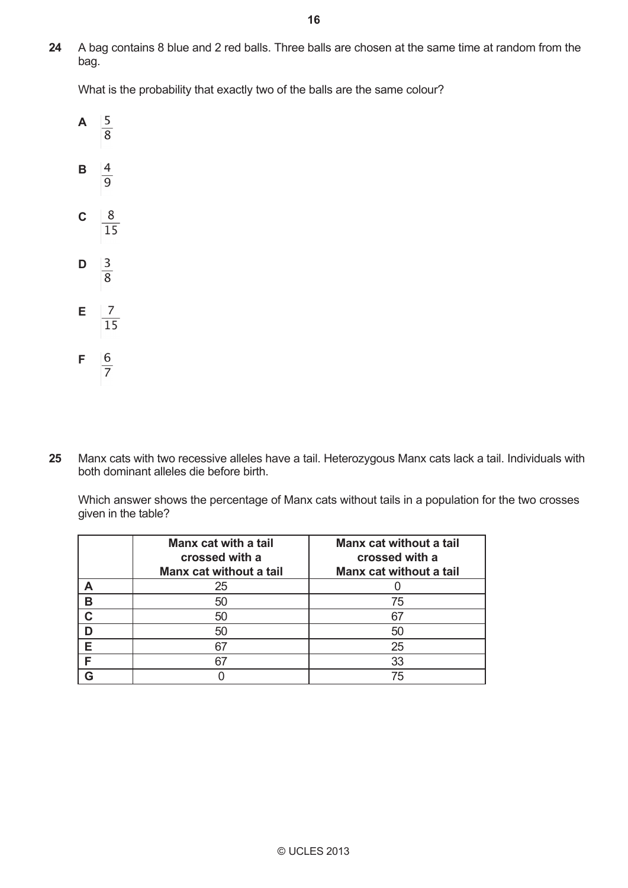**24** A bag contains 8 blue and 2 red balls. Three balls are chosen at the same time at random from the bag.

What is the probability that exactly two of the balls are the same colour?

**A** $\frac{5}{8}$

**B** $\frac{4}{9}$

**C** $\frac{8}{15}$

**D** $\frac{3}{8}$

**E** $\frac{7}{15}$

**F** $\frac{6}{7}$

**25** Manx cats with two recessive alleles have a tail. Heterozygous Manx cats lack a tail. Individuals with both dominant alleles die before birth.

Which answer shows the percentage of Manx cats without tails in a population for the two crosses given in the table?

| | Manx cat with a tail crossed with a Manx cat without a tail | Manx cat without a tail crossed with a Manx cat without a tail |
|---|---|---|
| **A** | 25 | 0 |
| **B** | 50 | 75 |
| **C** | 50 | 67 |
| **D** | 50 | 50 |
| **E** | 67 | 25 |
| **F** | 67 | 33 |
| **G** | 0 | 75 |

© UCLES 2013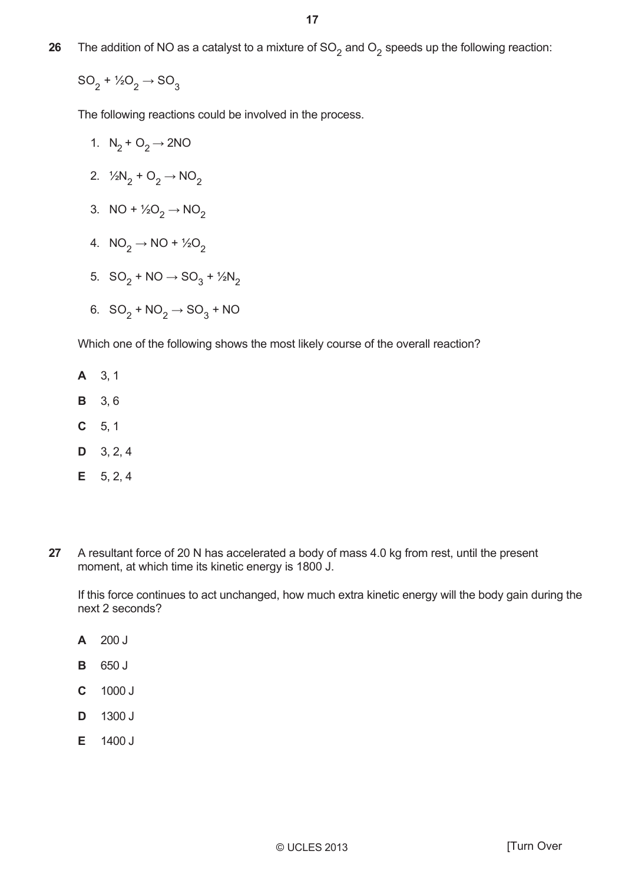**26** The addition of NO as a catalyst to a mixture of $SO_2$ and $O_2$ speeds up the following reaction:

$$SO_2 + ½O_2 \rightarrow SO_3$$

The following reactions could be involved in the process.

1. $N_2 + O_2 \rightarrow 2NO$
2. $½N_2 + O_2 \rightarrow NO_2$
3. $NO + ½O_2 \rightarrow NO_2$
4. $NO_2 \rightarrow NO + ½O_2$
5. $SO_2 + NO \rightarrow SO_3 + ½N_2$
6. $SO_2 + NO_2 \rightarrow SO_3 + NO$

Which one of the following shows the most likely course of the overall reaction?

**A** 3, 1

**B** 3, 6

**C** 5, 1

**D** 3, 2, 4

**E** 5, 2, 4

**27** A resultant force of 20 N has accelerated a body of mass 4.0 kg from rest, until the present moment, at which time its kinetic energy is 1800 J.

If this force continues to act unchanged, how much extra kinetic energy will the body gain during the next 2 seconds?

**A** 200 J

**B** 650 J

**C** 1000 J

**D** 1300 J

**E** 1400 J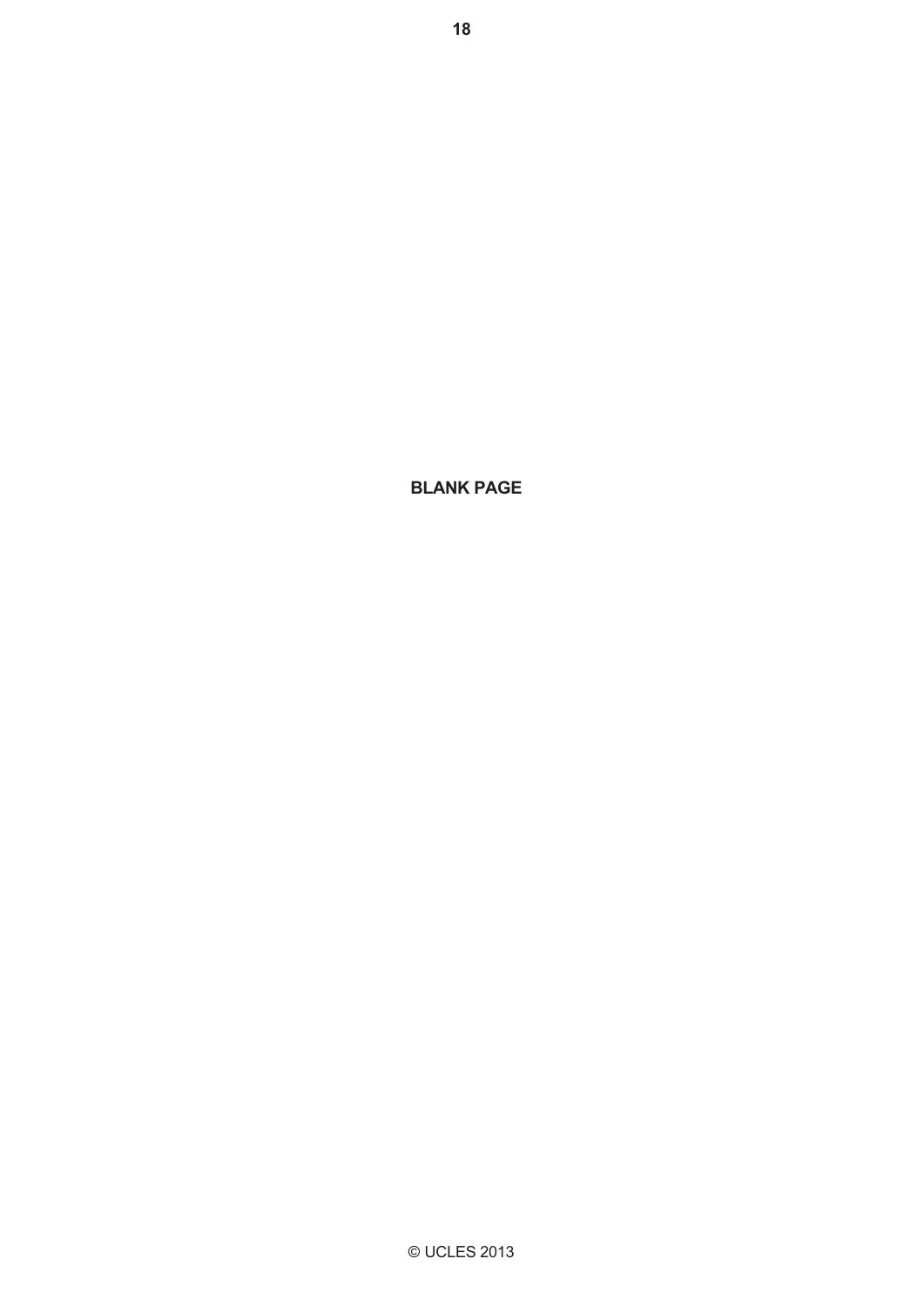**BLANK PAGE**

© UCLES 2013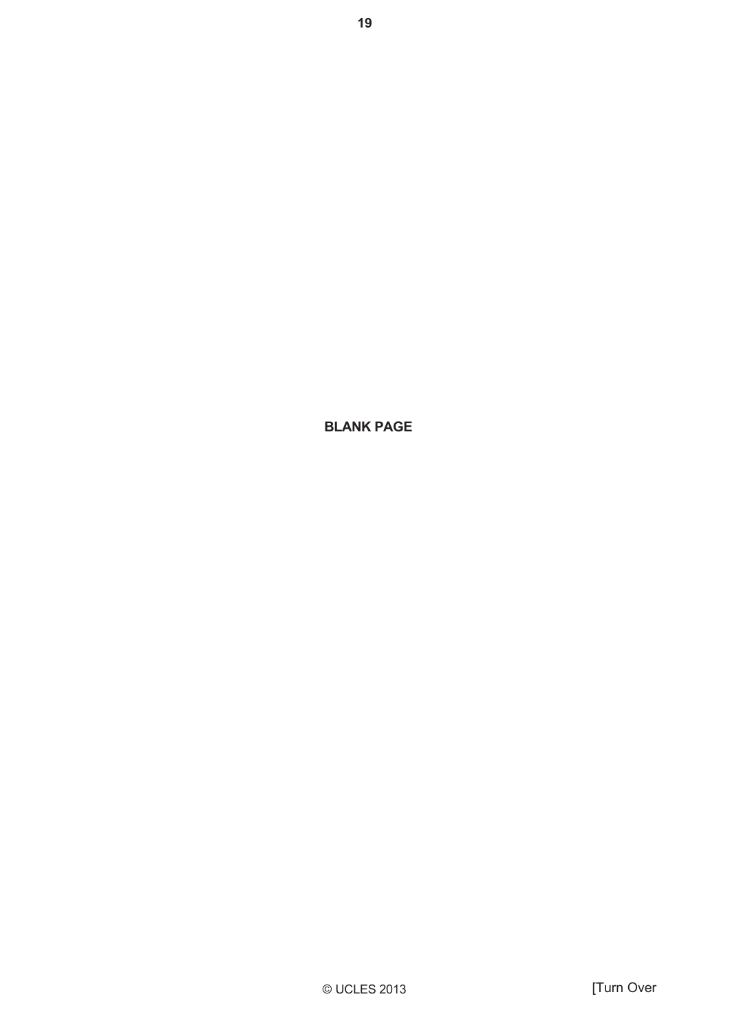**BLANK PAGE**

© UCLES 2013

[Turn Over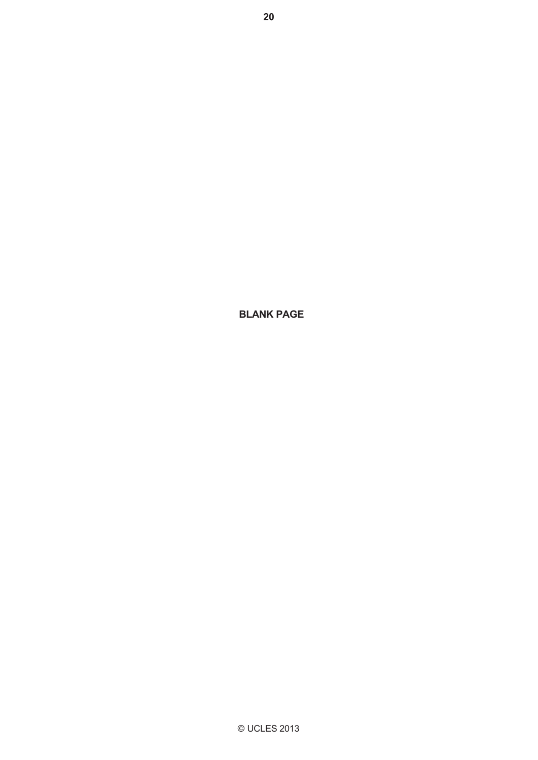BLANK PAGE

© UCLES 2013